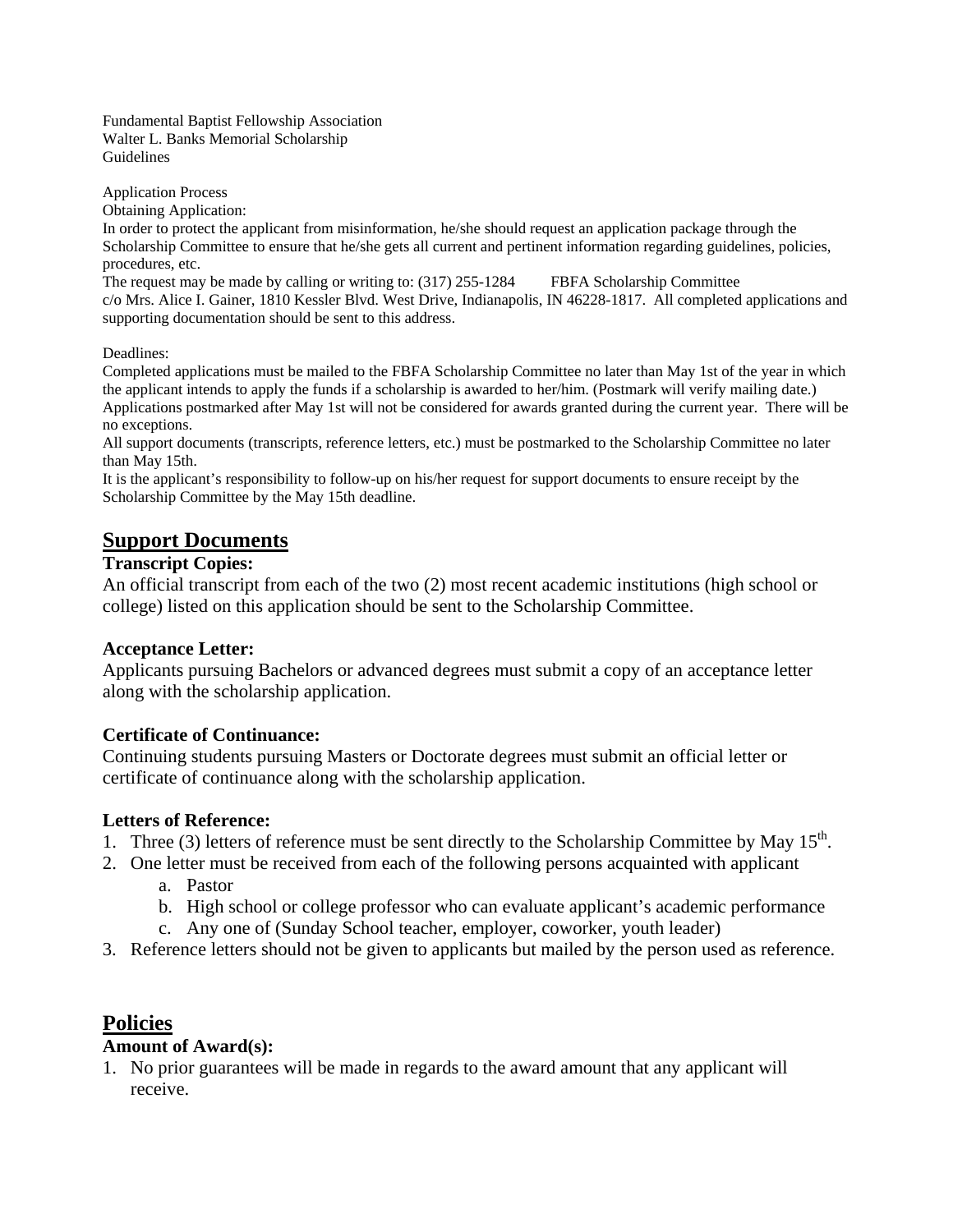Fundamental Baptist Fellowship Association
Walter L. Banks Memorial Scholarship
Guidelines

Application Process

Obtaining Application:

In order to protect the applicant from misinformation, he/she should request an application package through the Scholarship Committee to ensure that he/she gets all current and pertinent information regarding guidelines, policies, procedures, etc.

The request may be made by calling or writing to: (317) 255-1284 FBFA Scholarship Committee c/o Mrs. Alice I. Gainer, 1810 Kessler Blvd. West Drive, Indianapolis, IN 46228-1817. All completed applications and supporting documentation should be sent to this address.

Deadlines:

Completed applications must be mailed to the FBFA Scholarship Committee no later than May 1st of the year in which the applicant intends to apply the funds if a scholarship is awarded to her/him. (Postmark will verify mailing date.) Applications postmarked after May 1st will not be considered for awards granted during the current year. There will be no exceptions.

All support documents (transcripts, reference letters, etc.) must be postmarked to the Scholarship Committee no later than May 15th.

It is the applicant's responsibility to follow-up on his/her request for support documents to ensure receipt by the Scholarship Committee by the May 15th deadline.

## Support Documents

**Transcript Copies:**

An official transcript from each of the two (2) most recent academic institutions (high school or college) listed on this application should be sent to the Scholarship Committee.

**Acceptance Letter:**

Applicants pursuing Bachelors or advanced degrees must submit a copy of an acceptance letter along with the scholarship application.

**Certificate of Continuance:**

Continuing students pursuing Masters or Doctorate degrees must submit an official letter or certificate of continuance along with the scholarship application.

**Letters of Reference:**

1. Three (3) letters of reference must be sent directly to the Scholarship Committee by May 15th.
2. One letter must be received from each of the following persons acquainted with applicant
   a. Pastor
   b. High school or college professor who can evaluate applicant's academic performance
   c. Any one of (Sunday School teacher, employer, coworker, youth leader)
3. Reference letters should not be given to applicants but mailed by the person used as reference.

## Policies

**Amount of Award(s):**

1. No prior guarantees will be made in regards to the award amount that any applicant will receive.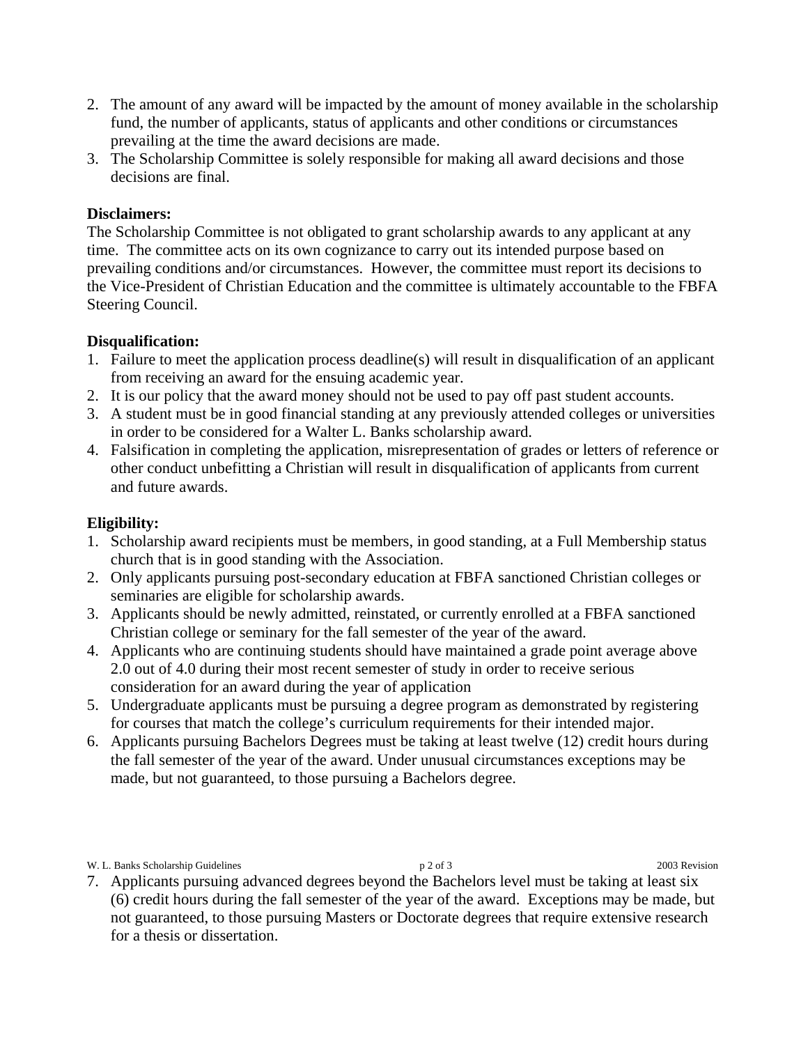2. The amount of any award will be impacted by the amount of money available in the scholarship fund, the number of applicants, status of applicants and other conditions or circumstances prevailing at the time the award decisions are made.
3. The Scholarship Committee is solely responsible for making all award decisions and those decisions are final.

**Disclaimers:**

The Scholarship Committee is not obligated to grant scholarship awards to any applicant at any time. The committee acts on its own cognizance to carry out its intended purpose based on prevailing conditions and/or circumstances. However, the committee must report its decisions to the Vice-President of Christian Education and the committee is ultimately accountable to the FBFA Steering Council.

**Disqualification:**

1. Failure to meet the application process deadline(s) will result in disqualification of an applicant from receiving an award for the ensuing academic year.
2. It is our policy that the award money should not be used to pay off past student accounts.
3. A student must be in good financial standing at any previously attended colleges or universities in order to be considered for a Walter L. Banks scholarship award.
4. Falsification in completing the application, misrepresentation of grades or letters of reference or other conduct unbefitting a Christian will result in disqualification of applicants from current and future awards.

**Eligibility:**

1. Scholarship award recipients must be members, in good standing, at a Full Membership status church that is in good standing with the Association.
2. Only applicants pursuing post-secondary education at FBFA sanctioned Christian colleges or seminaries are eligible for scholarship awards.
3. Applicants should be newly admitted, reinstated, or currently enrolled at a FBFA sanctioned Christian college or seminary for the fall semester of the year of the award.
4. Applicants who are continuing students should have maintained a grade point average above 2.0 out of 4.0 during their most recent semester of study in order to receive serious consideration for an award during the year of application
5. Undergraduate applicants must be pursuing a degree program as demonstrated by registering for courses that match the college's curriculum requirements for their intended major.
6. Applicants pursuing Bachelors Degrees must be taking at least twelve (12) credit hours during the fall semester of the year of the award. Under unusual circumstances exceptions may be made, but not guaranteed, to those pursuing a Bachelors degree.
7. Applicants pursuing advanced degrees beyond the Bachelors level must be taking at least six (6) credit hours during the fall semester of the year of the award. Exceptions may be made, but not guaranteed, to those pursuing Masters or Doctorate degrees that require extensive research for a thesis or dissertation.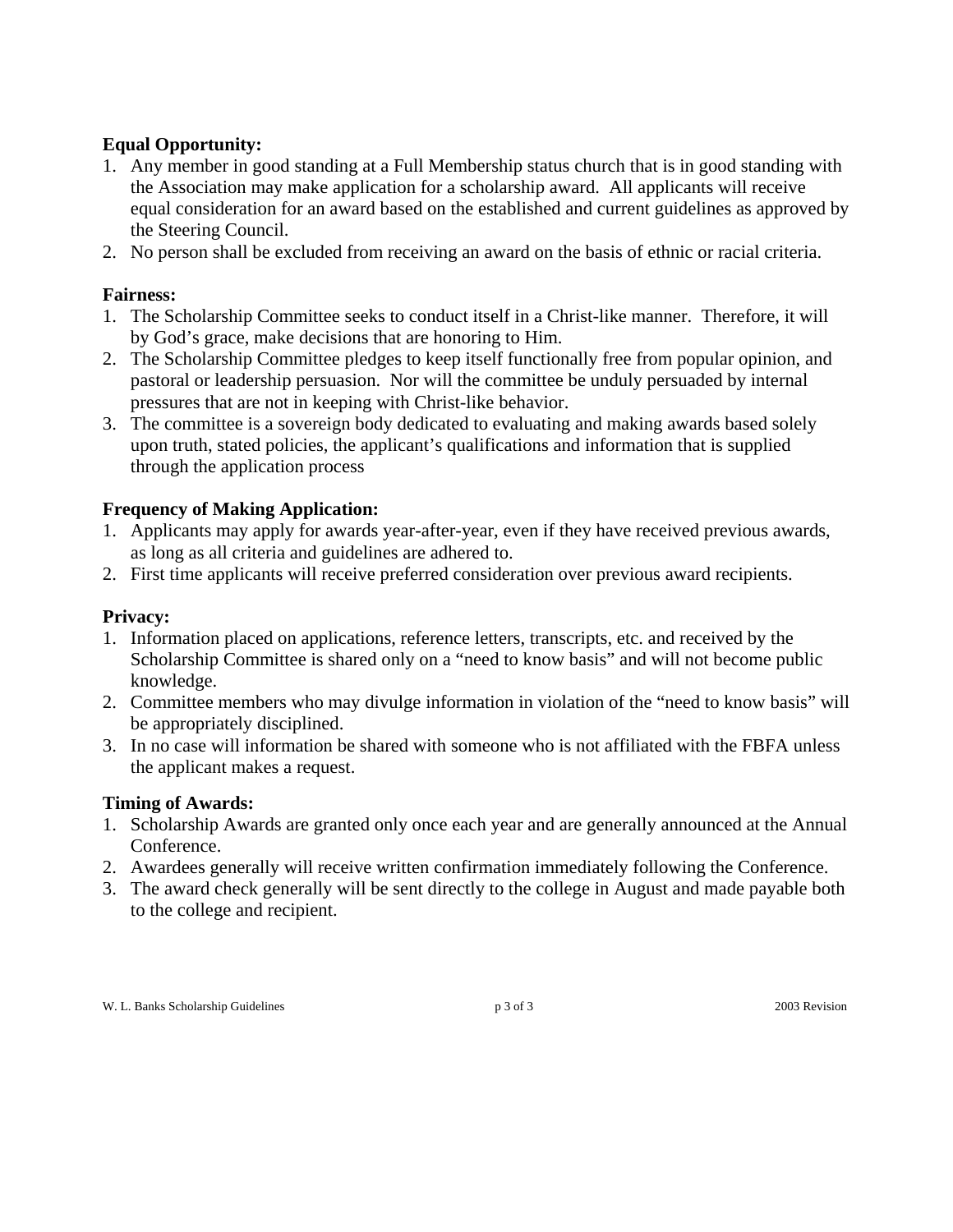**Equal Opportunity:**

1. Any member in good standing at a Full Membership status church that is in good standing with the Association may make application for a scholarship award. All applicants will receive equal consideration for an award based on the established and current guidelines as approved by the Steering Council.
2. No person shall be excluded from receiving an award on the basis of ethnic or racial criteria.

**Fairness:**

1. The Scholarship Committee seeks to conduct itself in a Christ-like manner. Therefore, it will by God's grace, make decisions that are honoring to Him.
2. The Scholarship Committee pledges to keep itself functionally free from popular opinion, and pastoral or leadership persuasion. Nor will the committee be unduly persuaded by internal pressures that are not in keeping with Christ-like behavior.
3. The committee is a sovereign body dedicated to evaluating and making awards based solely upon truth, stated policies, the applicant's qualifications and information that is supplied through the application process

**Frequency of Making Application:**

1. Applicants may apply for awards year-after-year, even if they have received previous awards, as long as all criteria and guidelines are adhered to.
2. First time applicants will receive preferred consideration over previous award recipients.

**Privacy:**

1. Information placed on applications, reference letters, transcripts, etc. and received by the Scholarship Committee is shared only on a "need to know basis" and will not become public knowledge.
2. Committee members who may divulge information in violation of the "need to know basis" will be appropriately disciplined.
3. In no case will information be shared with someone who is not affiliated with the FBFA unless the applicant makes a request.

**Timing of Awards:**

1. Scholarship Awards are granted only once each year and are generally announced at the Annual Conference.
2. Awardees generally will receive written confirmation immediately following the Conference.
3. The award check generally will be sent directly to the college in August and made payable both to the college and recipient.